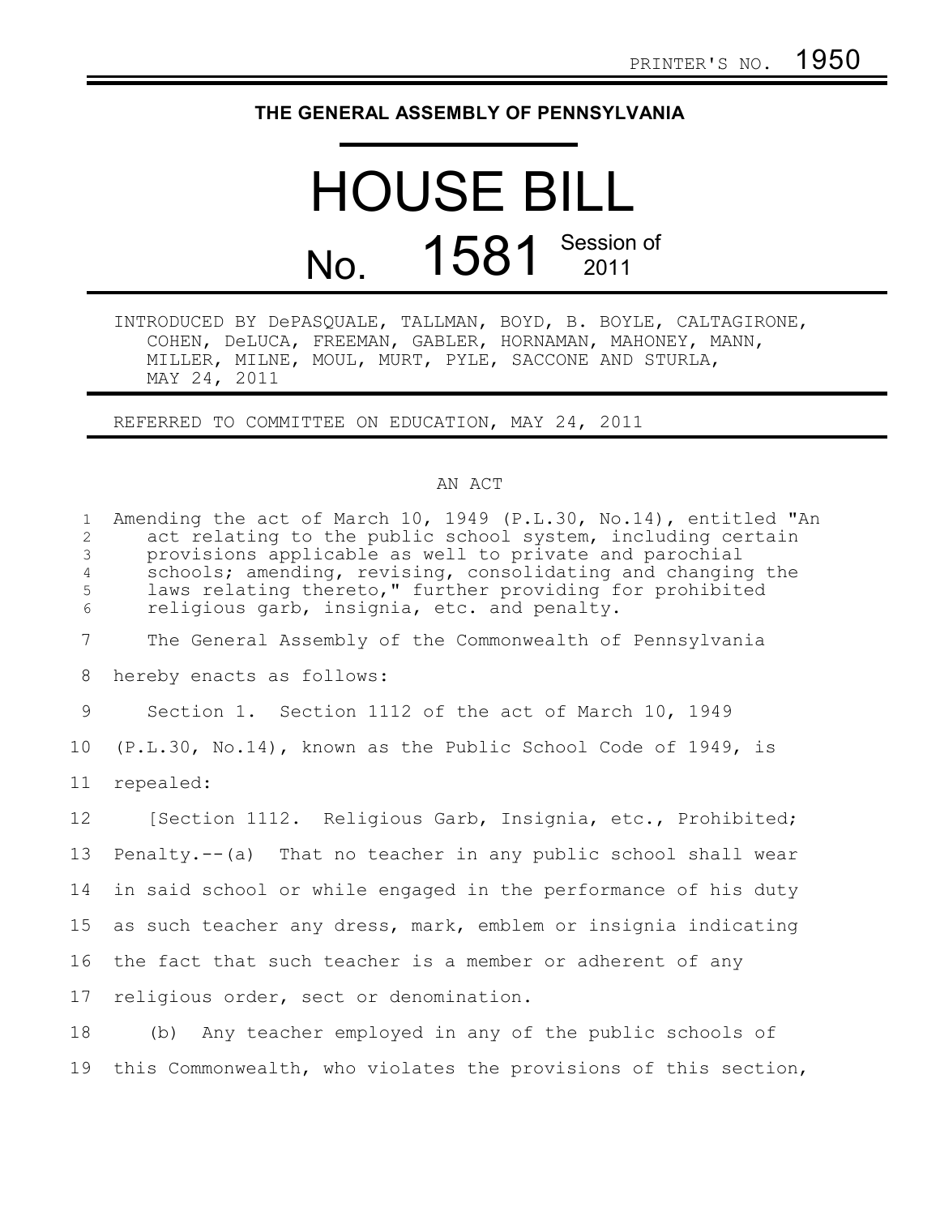PRINTER'S NO. 1950

# THE GENERAL ASSEMBLY OF PENNSYLVANIA

# HOUSE BILL

## No. 1581 Session of 2011

INTRODUCED BY DePASQUALE, TALLMAN, BOYD, B. BOYLE, CALTAGIRONE, COHEN, DeLUCA, FREEMAN, GABLER, HORNAMAN, MAHONEY, MANN, MILLER, MILNE, MOUL, MURT, PYLE, SACCONE AND STURLA, MAY 24, 2011

REFERRED TO COMMITTEE ON EDUCATION, MAY 24, 2011

AN ACT

Amending the act of March 10, 1949 (P.L.30, No.14), entitled "An act relating to the public school system, including certain provisions applicable as well to private and parochial schools; amending, revising, consolidating and changing the laws relating thereto," further providing for prohibited religious garb, insignia, etc. and penalty.

The General Assembly of the Commonwealth of Pennsylvania hereby enacts as follows:

Section 1. Section 1112 of the act of March 10, 1949 (P.L.30, No.14), known as the Public School Code of 1949, is repealed:

[Section 1112. Religious Garb, Insignia, etc., Prohibited; Penalty.--(a) That no teacher in any public school shall wear in said school or while engaged in the performance of his duty as such teacher any dress, mark, emblem or insignia indicating the fact that such teacher is a member or adherent of any religious order, sect or denomination.

(b) Any teacher employed in any of the public schools of this Commonwealth, who violates the provisions of this section,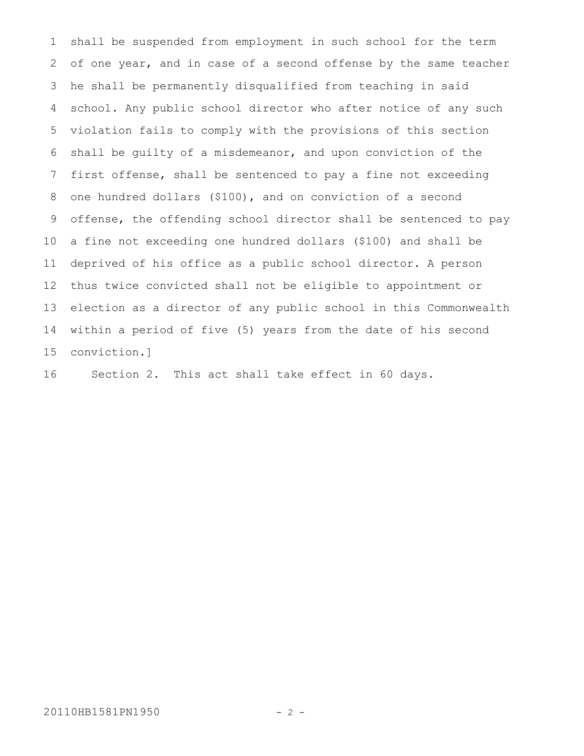shall be suspended from employment in such school for the term of one year, and in case of a second offense by the same teacher he shall be permanently disqualified from teaching in said school. Any public school director who after notice of any such violation fails to comply with the provisions of this section shall be guilty of a misdemeanor, and upon conviction of the first offense, shall be sentenced to pay a fine not exceeding one hundred dollars ($100), and on conviction of a second offense, the offending school director shall be sentenced to pay a fine not exceeding one hundred dollars ($100) and shall be deprived of his office as a public school director. A person thus twice convicted shall not be eligible to appointment or election as a director of any public school in this Commonwealth within a period of five (5) years from the date of his second conviction.]

Section 2. This act shall take effect in 60 days.